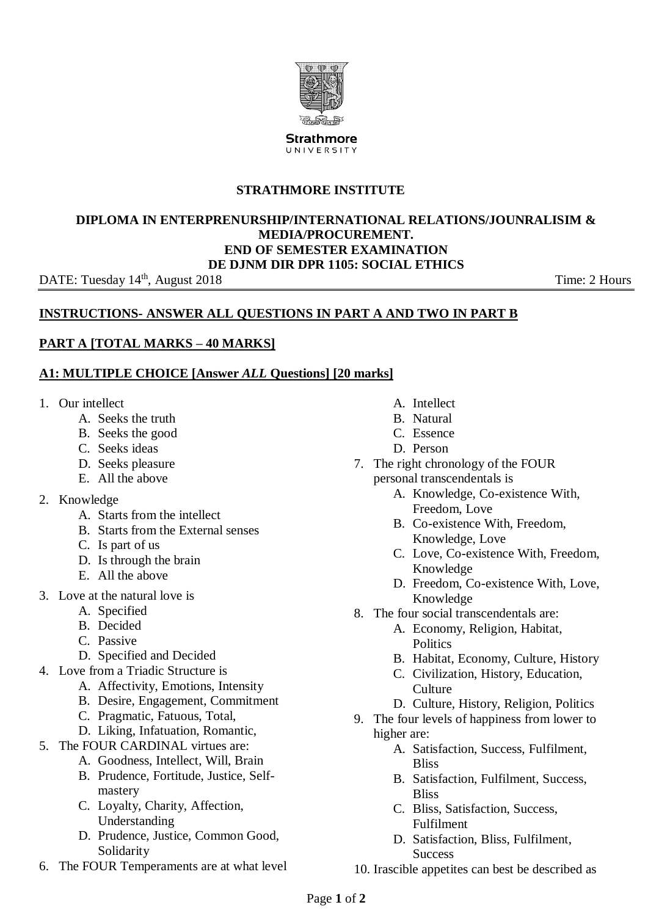**Strathmore UNIVERSITY**

**STRATHMORE INSTITUTE**

**DIPLOMA IN ENTERPRENURSHIP/INTERNATIONAL RELATIONS/JOUNRALISIM & MEDIA/PROCUREMENT.**
**END OF SEMESTER EXAMINATION**
**DE DJNM DIR DPR 1105: SOCIAL ETHICS**

DATE: Tuesday 14th, August 2018 Time: 2 Hours

**INSTRUCTIONS- ANSWER ALL QUESTIONS IN PART A AND TWO IN PART B**

## PART A [TOTAL MARKS – 40 MARKS]

### A1: MULTIPLE CHOICE [Answer *ALL* Questions] [20 marks]

1. Our intellect
   - A. Seeks the truth
   - B. Seeks the good
   - C. Seeks ideas
   - D. Seeks pleasure
   - E. All the above
2. Knowledge
   - A. Starts from the intellect
   - B. Starts from the External senses
   - C. Is part of us
   - D. Is through the brain
   - E. All the above
3. Love at the natural love is
   - A. Specified
   - B. Decided
   - C. Passive
   - D. Specified and Decided
4. Love from a Triadic Structure is
   - A. Affectivity, Emotions, Intensity
   - B. Desire, Engagement, Commitment
   - C. Pragmatic, Fatuous, Total,
   - D. Liking, Infatuation, Romantic,
5. The FOUR CARDINAL virtues are:
   - A. Goodness, Intellect, Will, Brain
   - B. Prudence, Fortitude, Justice, Self-mastery
   - C. Loyalty, Charity, Affection, Understanding
   - D. Prudence, Justice, Common Good, Solidarity
6. The FOUR Temperaments are at what level
   - A. Intellect
   - B. Natural
   - C. Essence
   - D. Person
7. The right chronology of the FOUR personal transcendentals is
   - A. Knowledge, Co-existence With, Freedom, Love
   - B. Co-existence With, Freedom, Knowledge, Love
   - C. Love, Co-existence With, Freedom, Knowledge
   - D. Freedom, Co-existence With, Love, Knowledge
8. The four social transcendentals are:
   - A. Economy, Religion, Habitat, Politics
   - B. Habitat, Economy, Culture, History
   - C. Civilization, History, Education, Culture
   - D. Culture, History, Religion, Politics
9. The four levels of happiness from lower to higher are:
   - A. Satisfaction, Success, Fulfilment, Bliss
   - B. Satisfaction, Fulfilment, Success, Bliss
   - C. Bliss, Satisfaction, Success, Fulfilment
   - D. Satisfaction, Bliss, Fulfilment, Success
10. Irascible appetites can best be described as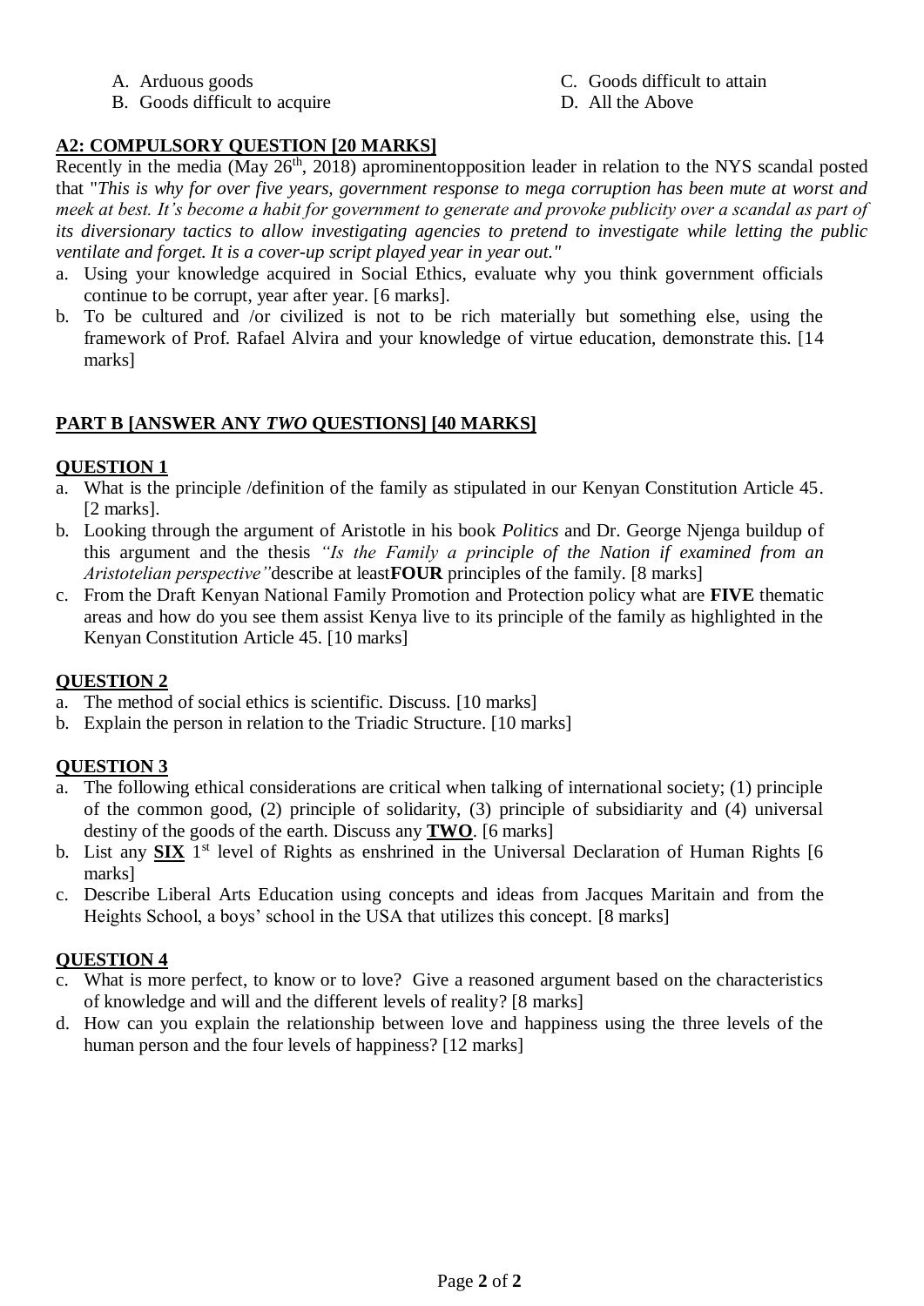A. Arduous goods
B. Goods difficult to acquire
C. Goods difficult to attain
D. All the Above

**A2: COMPULSORY QUESTION [20 MARKS]**

Recently in the media (May 26th, 2018) aprominentopposition leader in relation to the NYS scandal posted that "*This is why for over five years, government response to mega corruption has been mute at worst and meek at best. It's become a habit for government to generate and provoke publicity over a scandal as part of its diversionary tactics to allow investigating agencies to pretend to investigate while letting the public ventilate and forget. It is a cover-up script played year in year out."*

a. Using your knowledge acquired in Social Ethics, evaluate why you think government officials continue to be corrupt, year after year. [6 marks].
b. To be cultured and /or civilized is not to be rich materially but something else, using the framework of Prof. Rafael Alvira and your knowledge of virtue education, demonstrate this. [14 marks]

**PART B [ANSWER ANY *TWO* QUESTIONS] [40 MARKS]**

**QUESTION 1**

a. What is the principle /definition of the family as stipulated in our Kenyan Constitution Article 45. [2 marks].
b. Looking through the argument of Aristotle in his book *Politics* and Dr. George Njenga buildup of this argument and the thesis *"Is the Family a principle of the Nation if examined from an Aristotelian perspective"*describe at least**FOUR** principles of the family. [8 marks]
c. From the Draft Kenyan National Family Promotion and Protection policy what are **FIVE** thematic areas and how do you see them assist Kenya live to its principle of the family as highlighted in the Kenyan Constitution Article 45. [10 marks]

**QUESTION 2**

a. The method of social ethics is scientific. Discuss. [10 marks]
b. Explain the person in relation to the Triadic Structure. [10 marks]

**QUESTION 3**

a. The following ethical considerations are critical when talking of international society; (1) principle of the common good, (2) principle of solidarity, (3) principle of subsidiarity and (4) universal destiny of the goods of the earth. Discuss any **TWO**. [6 marks]
b. List any **SIX** 1st level of Rights as enshrined in the Universal Declaration of Human Rights [6 marks]
c. Describe Liberal Arts Education using concepts and ideas from Jacques Maritain and from the Heights School, a boys' school in the USA that utilizes this concept. [8 marks]

**QUESTION 4**

c. What is more perfect, to know or to love? Give a reasoned argument based on the characteristics of knowledge and will and the different levels of reality? [8 marks]
d. How can you explain the relationship between love and happiness using the three levels of the human person and the four levels of happiness? [12 marks]